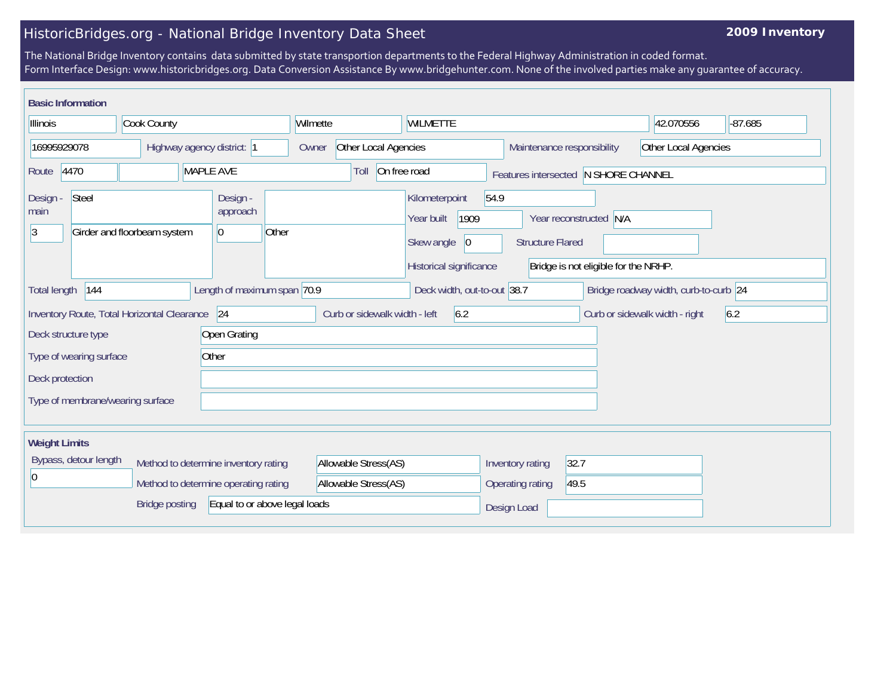# HistoricBridges.org - National Bridge Inventory Data Sheet

**2009 Inventory**

The National Bridge Inventory contains data submitted by state transportion departments to the Federal Highway Administration in coded format.
Form Interface Design: www.historicbridges.org. Data Conversion Assistance By www.bridgehunter.com. None of the involved parties make any guarantee of accuracy.

## Basic Information

| Illinois | Cook County | Wilmette | WILMETTE | 42.070556 | -87.685 |
|---|---|---|---|---|---|

| Field | Value |
|---|---|
| Structure Number | 16995929078 |
| Highway agency district: | 1 |
| Owner | Other Local Agencies |
| Maintenance responsibility | Other Local Agencies |
| Route | 4470 |
| Route name | MAPLE AVE |
| Toll | On free road |
| Features intersected | N SHORE CHANNEL |
| Design - main | Steel |
| Design - main code | 3 |
| Design - main type | Girder and floorbeam system |
| Design - approach | |
| Design - approach code | 0 |
| Design - approach type | Other |
| Kilometerpoint | 54.9 |
| Year built | 1909 |
| Year reconstructed | N/A |
| Skew angle | 0 |
| Structure Flared | |
| Historical significance | Bridge is not eligible for the NRHP. |
| Total length | 144 |
| Length of maximum span | 70.9 |
| Deck width, out-to-out | 38.7 |
| Bridge roadway width, curb-to-curb | 24 |
| Inventory Route, Total Horizontal Clearance | 24 |
| Curb or sidewalk width - left | 6.2 |
| Curb or sidewalk width - right | 6.2 |
| Deck structure type | Open Grating |
| Type of wearing surface | Other |
| Deck protection | |
| Type of membrane/wearing surface | |

## Weight Limits

| Field | Value |
|---|---|
| Bypass, detour length | 0 |
| Method to determine inventory rating | Allowable Stress(AS) |
| Method to determine operating rating | Allowable Stress(AS) |
| Inventory rating | 32.7 |
| Operating rating | 49.5 |
| Bridge posting | Equal to or above legal loads |
| Design Load | |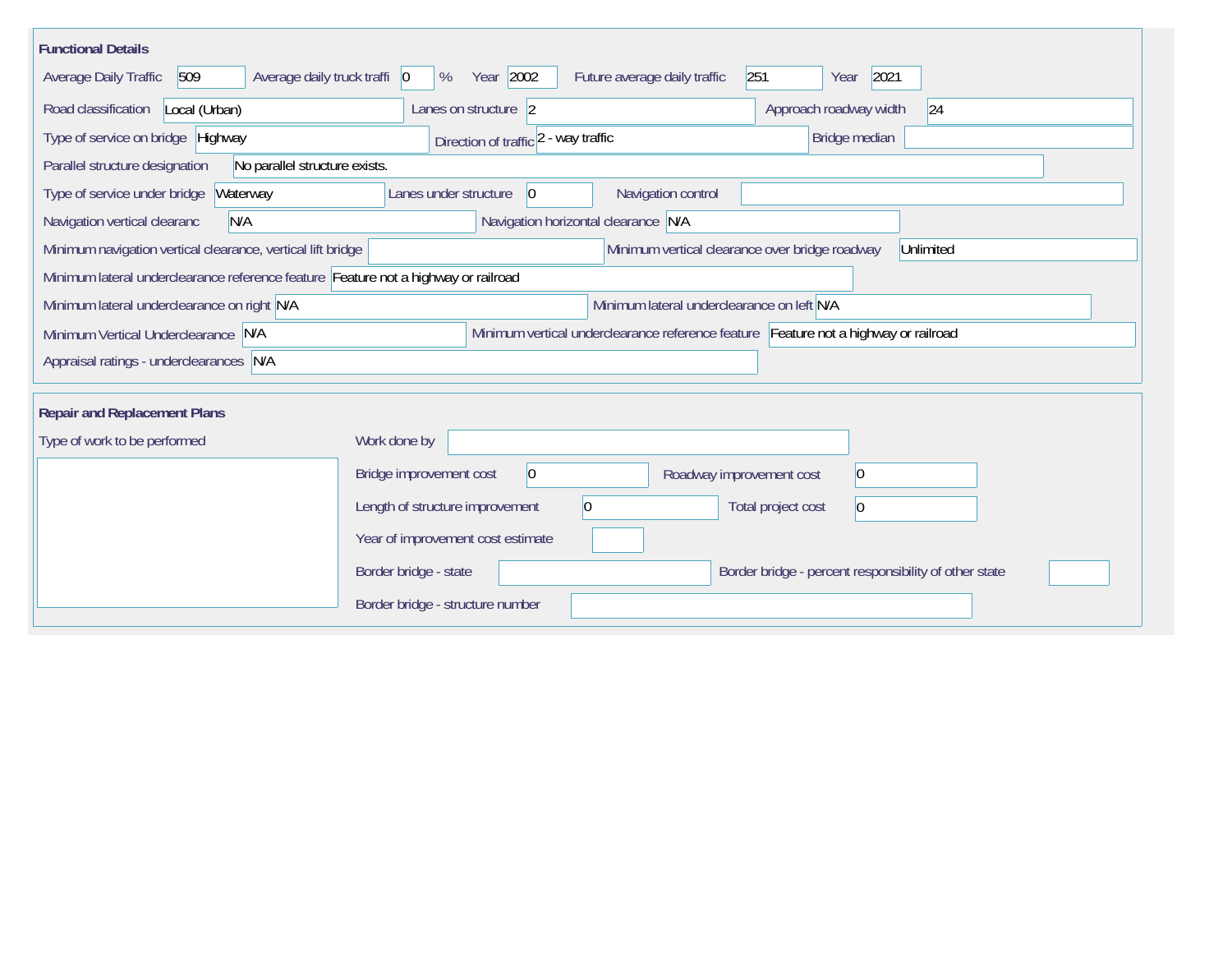## Functional Details

| Field | Value |
| --- | --- |
| Average Daily Traffic | 509 |
| Average daily truck traffi | 0 % |
| Year | 2002 |
| Future average daily traffic | 251 |
| Year | 2021 |
| Road classification | Local (Urban) |
| Lanes on structure | 2 |
| Approach roadway width | 24 |
| Type of service on bridge | Highway |
| Direction of traffic | 2 - way traffic |
| Bridge median | |
| Parallel structure designation | No parallel structure exists. |
| Type of service under bridge | Waterway |
| Lanes under structure | 0 |
| Navigation control | |
| Navigation vertical clearanc | N/A |
| Navigation horizontal clearance | N/A |
| Minimum navigation vertical clearance, vertical lift bridge | |
| Minimum vertical clearance over bridge roadway | Unlimited |
| Minimum lateral underclearance reference feature | Feature not a highway or railroad |
| Minimum lateral underclearance on right | N/A |
| Minimum lateral underclearance on left | N/A |
| Minimum Vertical Underclearance | N/A |
| Minimum vertical underclearance reference feature | Feature not a highway or railroad |
| Appraisal ratings - underclearances | N/A |

## Repair and Replacement Plans

| Field | Value |
| --- | --- |
| Type of work to be performed | |
| Work done by | |
| Bridge improvement cost | 0 |
| Roadway improvement cost | 0 |
| Length of structure improvement | 0 |
| Total project cost | 0 |
| Year of improvement cost estimate | |
| Border bridge - state | |
| Border bridge - percent responsibility of other state | |
| Border bridge - structure number | |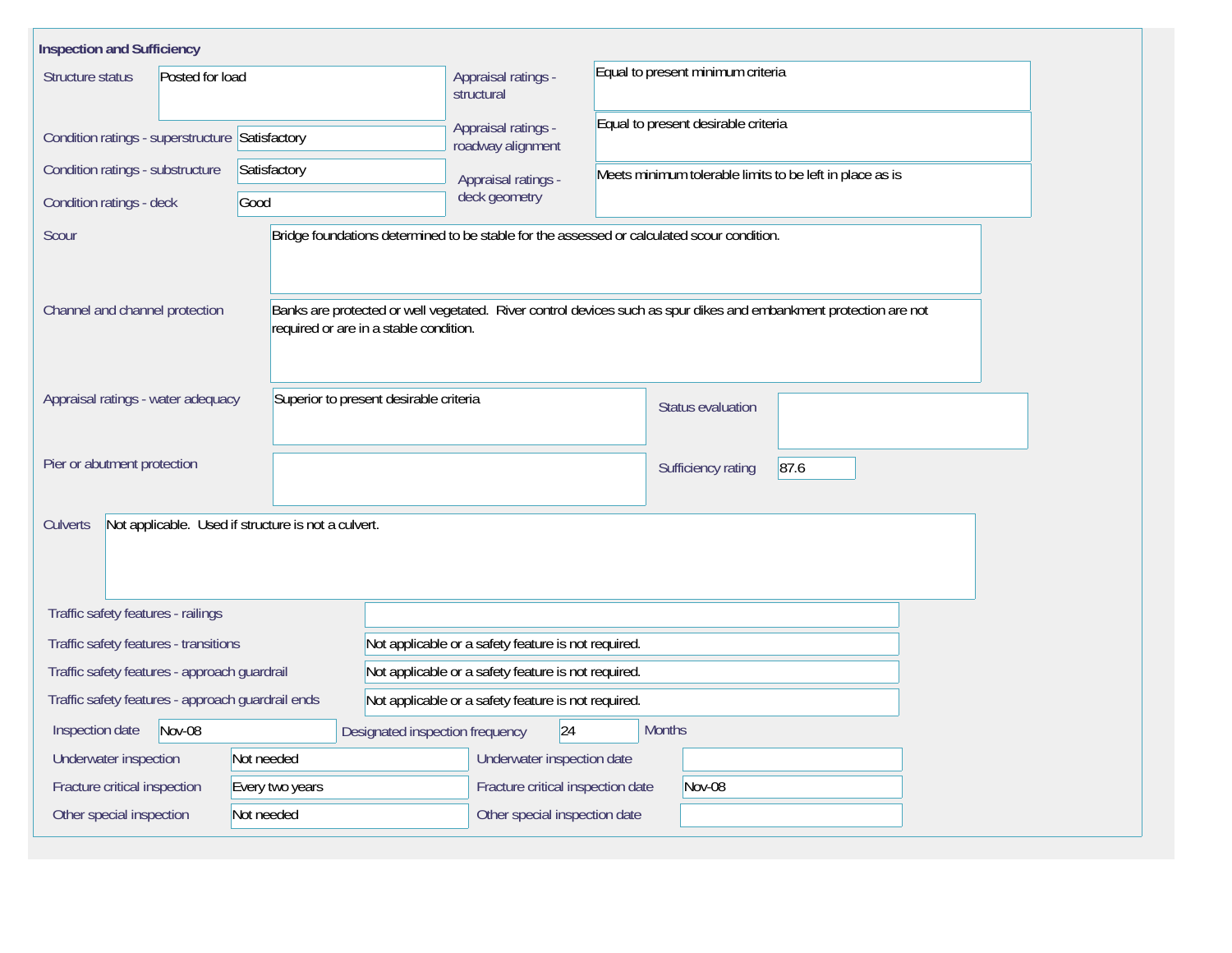## Inspection and Sufficiency

| | |
|---|---|
| Structure status | Posted for load |
| Condition ratings - superstructure | Satisfactory |
| Condition ratings - substructure | Satisfactory |
| Condition ratings - deck | Good |
| Appraisal ratings - structural | Equal to present minimum criteria |
| Appraisal ratings - roadway alignment | Equal to present desirable criteria |
| Appraisal ratings - deck geometry | Meets minimum tolerable limits to be left in place as is |
| Scour | Bridge foundations determined to be stable for the assessed or calculated scour condition. |
| Channel and channel protection | Banks are protected or well vegetated. River control devices such as spur dikes and embankment protection are not required or are in a stable condition. |
| Appraisal ratings - water adequacy | Superior to present desirable criteria |
| Status evaluation | |
| Pier or abutment protection | |
| Sufficiency rating | 87.6 |
| Culverts | Not applicable. Used if structure is not a culvert. |
| Traffic safety features - railings | |
| Traffic safety features - transitions | Not applicable or a safety feature is not required. |
| Traffic safety features - approach guardrail | Not applicable or a safety feature is not required. |
| Traffic safety features - approach guardrail ends | Not applicable or a safety feature is not required. |
| Inspection date | Nov-08 |
| Designated inspection frequency | 24 Months |
| Underwater inspection | Not needed |
| Underwater inspection date | |
| Fracture critical inspection | Every two years |
| Fracture critical inspection date | Nov-08 |
| Other special inspection | Not needed |
| Other special inspection date | |